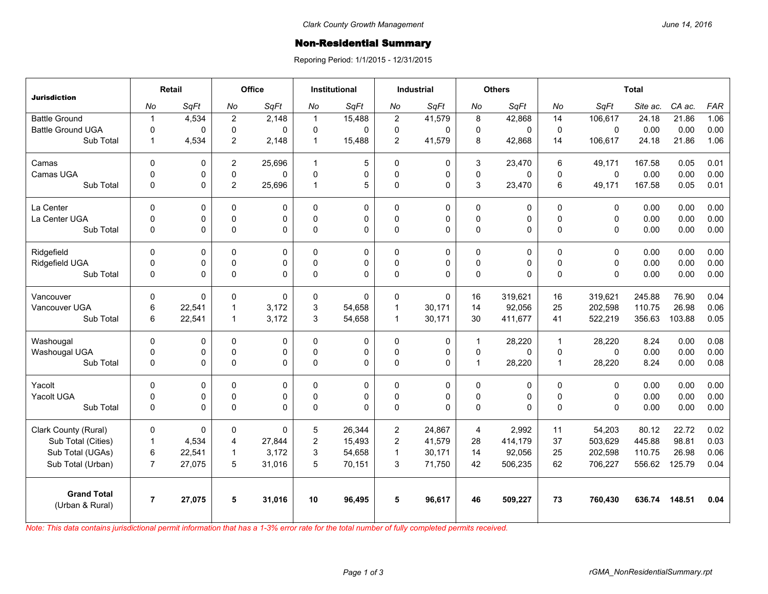Clark County Growth Management

June 14, 2016

# Non-Residential Summary

Reporing Period: 1/1/2015 - 12/31/2015

| Jurisdiction | Retail | | Office | | Institutional | | Industrial | | Others | | Total | | | | |
|---|---|---|---|---|---|---|---|---|---|---|---|---|---|---|---|
| | *No* | *SqFt* | *No* | *SqFt* | *No* | *SqFt* | *No* | *SqFt* | *No* | *SqFt* | *No* | *SqFt* | *Site ac.* | *CA ac.* | *FAR* |
| Battle Ground | 1 | 4,534 | 2 | 2,148 | 1 | 15,488 | 2 | 41,579 | 8 | 42,868 | 14 | 106,617 | 24.18 | 21.86 | 1.06 |
| Battle Ground UGA | 0 | 0 | 0 | 0 | 0 | 0 | 0 | 0 | 0 | 0 | 0 | 0 | 0.00 | 0.00 | 0.00 |
| Sub Total | 1 | 4,534 | 2 | 2,148 | 1 | 15,488 | 2 | 41,579 | 8 | 42,868 | 14 | 106,617 | 24.18 | 21.86 | 1.06 |
| Camas | 0 | 0 | 2 | 25,696 | 1 | 5 | 0 | 0 | 3 | 23,470 | 6 | 49,171 | 167.58 | 0.05 | 0.01 |
| Camas UGA | 0 | 0 | 0 | 0 | 0 | 0 | 0 | 0 | 0 | 0 | 0 | 0 | 0.00 | 0.00 | 0.00 |
| Sub Total | 0 | 0 | 2 | 25,696 | 1 | 5 | 0 | 0 | 3 | 23,470 | 6 | 49,171 | 167.58 | 0.05 | 0.01 |
| La Center | 0 | 0 | 0 | 0 | 0 | 0 | 0 | 0 | 0 | 0 | 0 | 0 | 0.00 | 0.00 | 0.00 |
| La Center UGA | 0 | 0 | 0 | 0 | 0 | 0 | 0 | 0 | 0 | 0 | 0 | 0 | 0.00 | 0.00 | 0.00 |
| Sub Total | 0 | 0 | 0 | 0 | 0 | 0 | 0 | 0 | 0 | 0 | 0 | 0 | 0.00 | 0.00 | 0.00 |
| Ridgefield | 0 | 0 | 0 | 0 | 0 | 0 | 0 | 0 | 0 | 0 | 0 | 0 | 0.00 | 0.00 | 0.00 |
| Ridgefield UGA | 0 | 0 | 0 | 0 | 0 | 0 | 0 | 0 | 0 | 0 | 0 | 0 | 0.00 | 0.00 | 0.00 |
| Sub Total | 0 | 0 | 0 | 0 | 0 | 0 | 0 | 0 | 0 | 0 | 0 | 0 | 0.00 | 0.00 | 0.00 |
| Vancouver | 0 | 0 | 0 | 0 | 0 | 0 | 0 | 0 | 16 | 319,621 | 16 | 319,621 | 245.88 | 76.90 | 0.04 |
| Vancouver UGA | 6 | 22,541 | 1 | 3,172 | 3 | 54,658 | 1 | 30,171 | 14 | 92,056 | 25 | 202,598 | 110.75 | 26.98 | 0.06 |
| Sub Total | 6 | 22,541 | 1 | 3,172 | 3 | 54,658 | 1 | 30,171 | 30 | 411,677 | 41 | 522,219 | 356.63 | 103.88 | 0.05 |
| Washougal | 0 | 0 | 0 | 0 | 0 | 0 | 0 | 0 | 1 | 28,220 | 1 | 28,220 | 8.24 | 0.00 | 0.08 |
| Washougal UGA | 0 | 0 | 0 | 0 | 0 | 0 | 0 | 0 | 0 | 0 | 0 | 0 | 0.00 | 0.00 | 0.00 |
| Sub Total | 0 | 0 | 0 | 0 | 0 | 0 | 0 | 0 | 1 | 28,220 | 1 | 28,220 | 8.24 | 0.00 | 0.08 |
| Yacolt | 0 | 0 | 0 | 0 | 0 | 0 | 0 | 0 | 0 | 0 | 0 | 0 | 0.00 | 0.00 | 0.00 |
| Yacolt UGA | 0 | 0 | 0 | 0 | 0 | 0 | 0 | 0 | 0 | 0 | 0 | 0 | 0.00 | 0.00 | 0.00 |
| Sub Total | 0 | 0 | 0 | 0 | 0 | 0 | 0 | 0 | 0 | 0 | 0 | 0 | 0.00 | 0.00 | 0.00 |
| Clark County (Rural) | 0 | 0 | 0 | 0 | 5 | 26,344 | 2 | 24,867 | 4 | 2,992 | 11 | 54,203 | 80.12 | 22.72 | 0.02 |
| Sub Total (Cities) | 1 | 4,534 | 4 | 27,844 | 2 | 15,493 | 2 | 41,579 | 28 | 414,179 | 37 | 503,629 | 445.88 | 98.81 | 0.03 |
| Sub Total (UGAs) | 6 | 22,541 | 1 | 3,172 | 3 | 54,658 | 1 | 30,171 | 14 | 92,056 | 25 | 202,598 | 110.75 | 26.98 | 0.06 |
| Sub Total (Urban) | 7 | 27,075 | 5 | 31,016 | 5 | 70,151 | 3 | 71,750 | 42 | 506,235 | 62 | 706,227 | 556.62 | 125.79 | 0.04 |
| **Grand Total** (Urban & Rural) | **7** | **27,075** | **5** | **31,016** | **10** | **96,495** | **5** | **96,617** | **46** | **509,227** | **73** | **760,430** | **636.74** | **148.51** | **0.04** |

*Note: This data contains jurisdictional permit information that has a 1-3% error rate for the total number of fully completed permits received.*

rGMA_NonResidentialSummary.rpt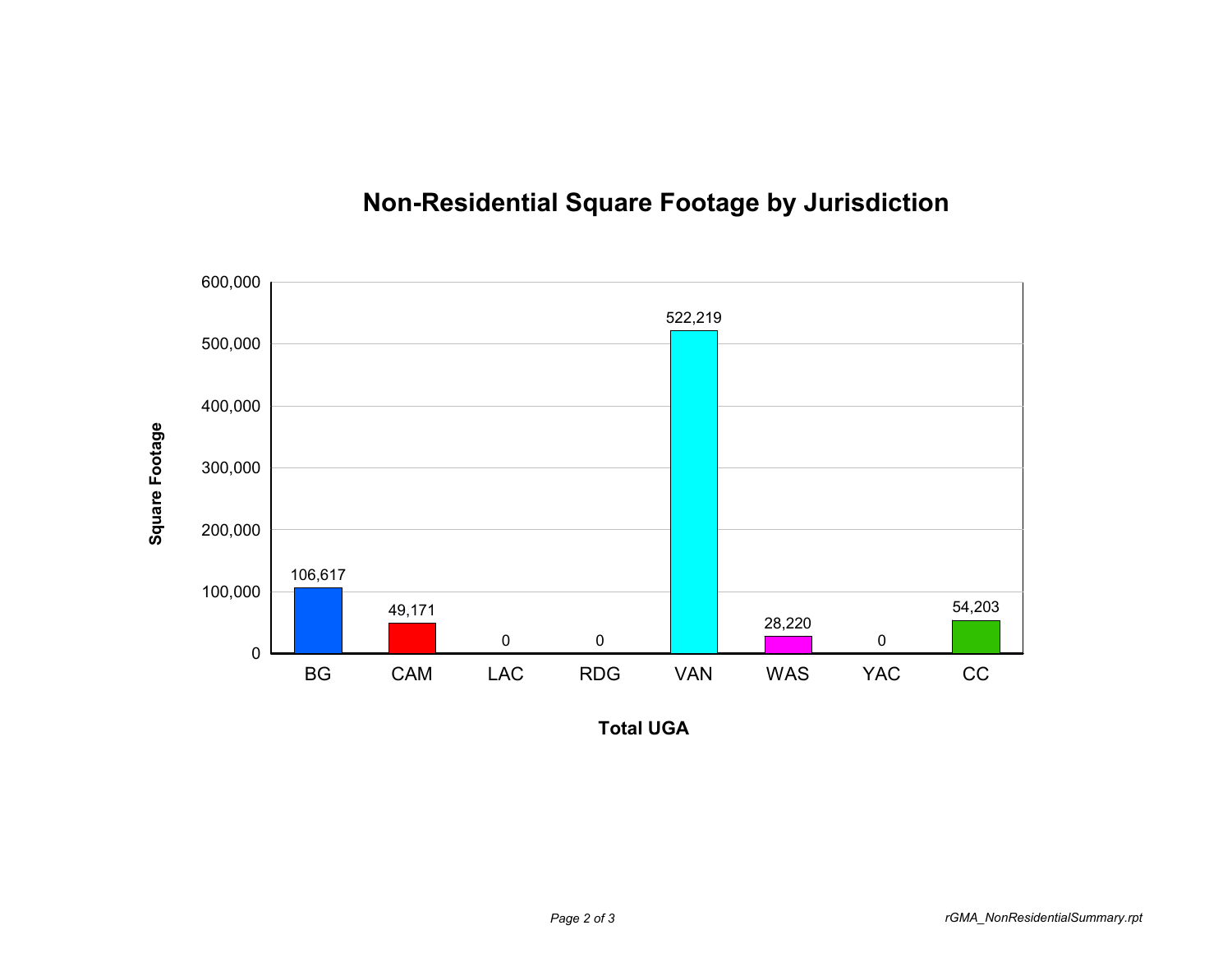# Non-Residential Square Footage by Jurisdiction

| Total UGA | Square Footage |
|---|---|
| BG | 106,617 |
| CAM | 49,171 |
| LAC | 0 |
| RDG | 0 |
| VAN | 522,219 |
| WAS | 28,220 |
| YAC | 0 |
| CC | 54,203 |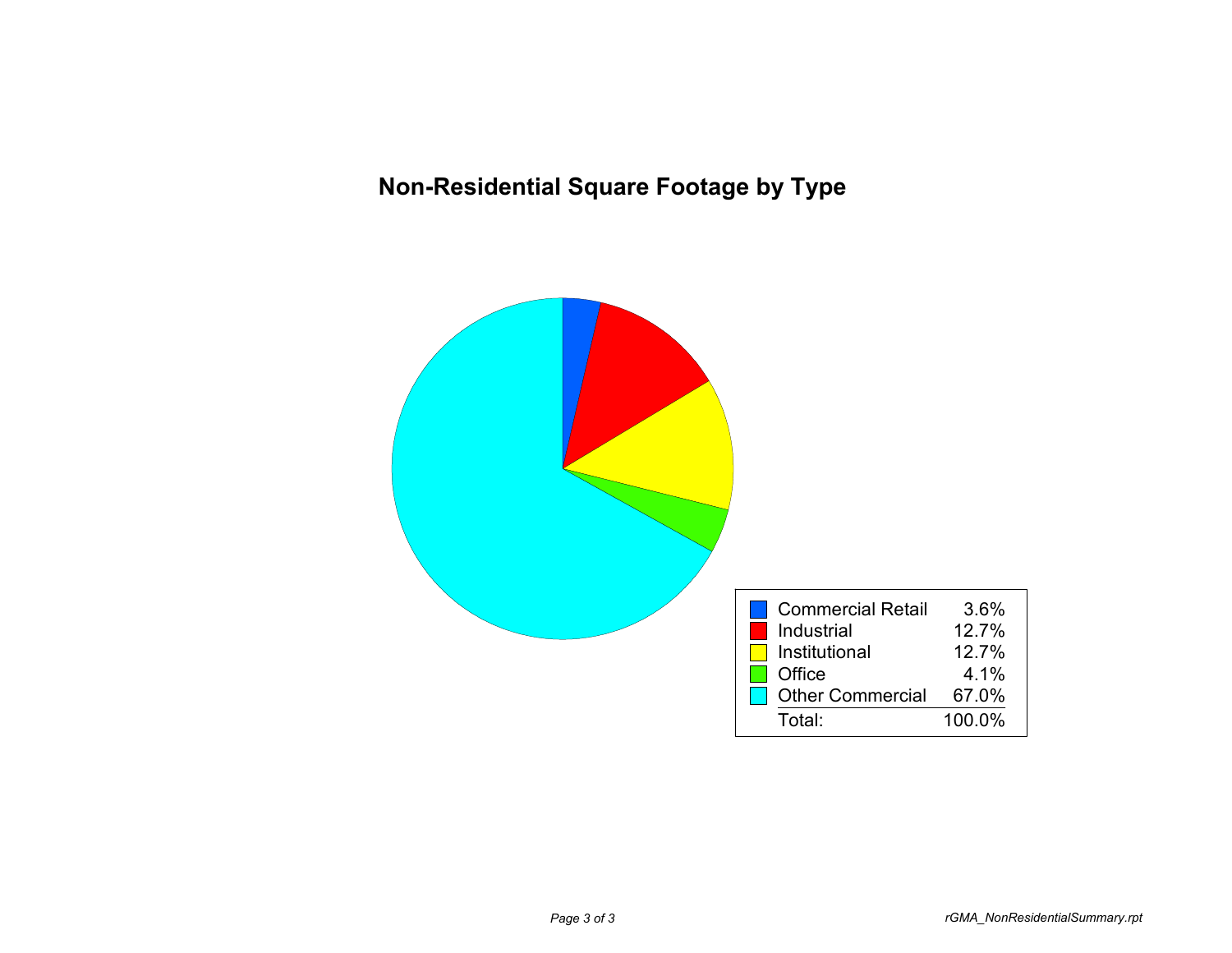## Non-Residential Square Footage by Type

| Type | Percentage |
|---|---|
| Commercial Retail | 3.6% |
| Industrial | 12.7% |
| Institutional | 12.7% |
| Office | 4.1% |
| Other Commercial | 67.0% |
| Total: | 100.0% |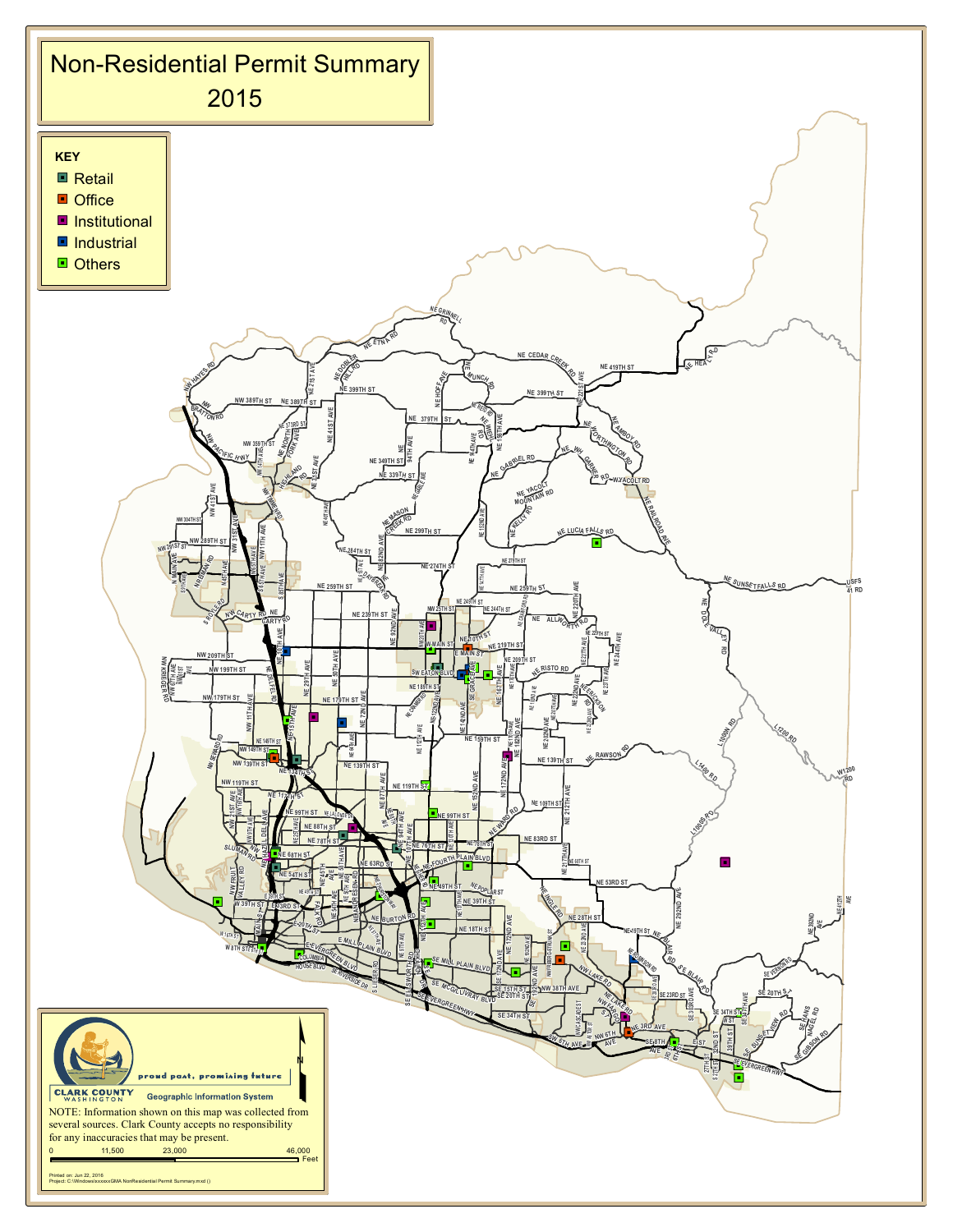# Non-Residential Permit Summary 2015

**KEY**

- Retail
- Office
- Institutional
- Industrial
- Others

CLARK COUNTY WASHINGTON

proud past, promising future

Geographic Information System

NOTE: Information shown on this map was collected from several sources. Clark County accepts no responsibility for any inaccuracies that may be present.

0 11,500 23,000 46,000 Feet

Printed on: Jun 22, 2016

Project: C:\Windows\xxxxxx\GMA NonResidential Permit Summary.mxd ()